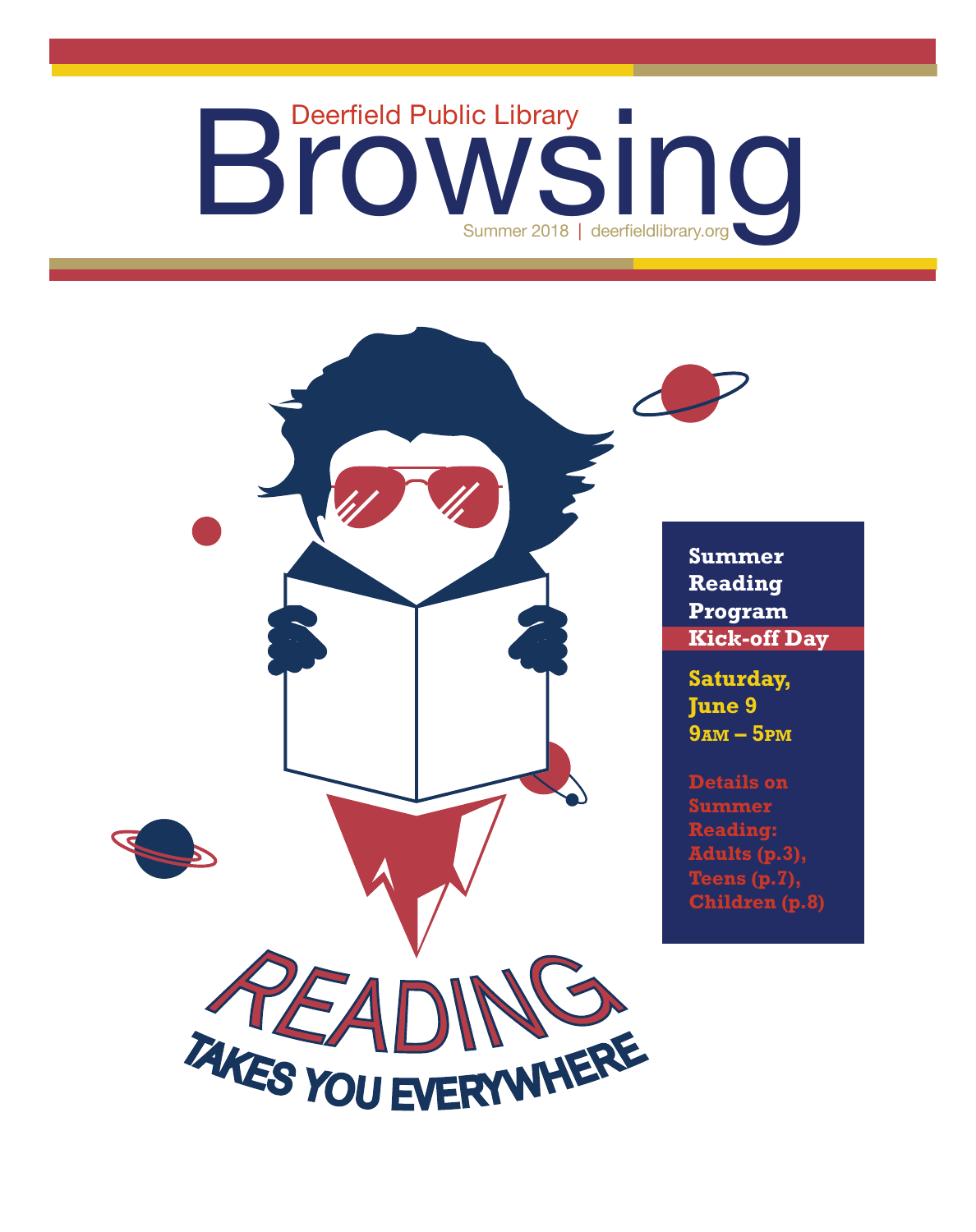Deerfield Public Library

# Browsing

Summer 2018 | deerfieldlibrary.org

READING TAKES YOU EVERYWHERE

**Summer Reading Program Kick-off Day**

**Saturday, June 9**
**9AM – 5PM**

**Details on Summer Reading: Adults (p.3), Teens (p.7), Children (p.8)**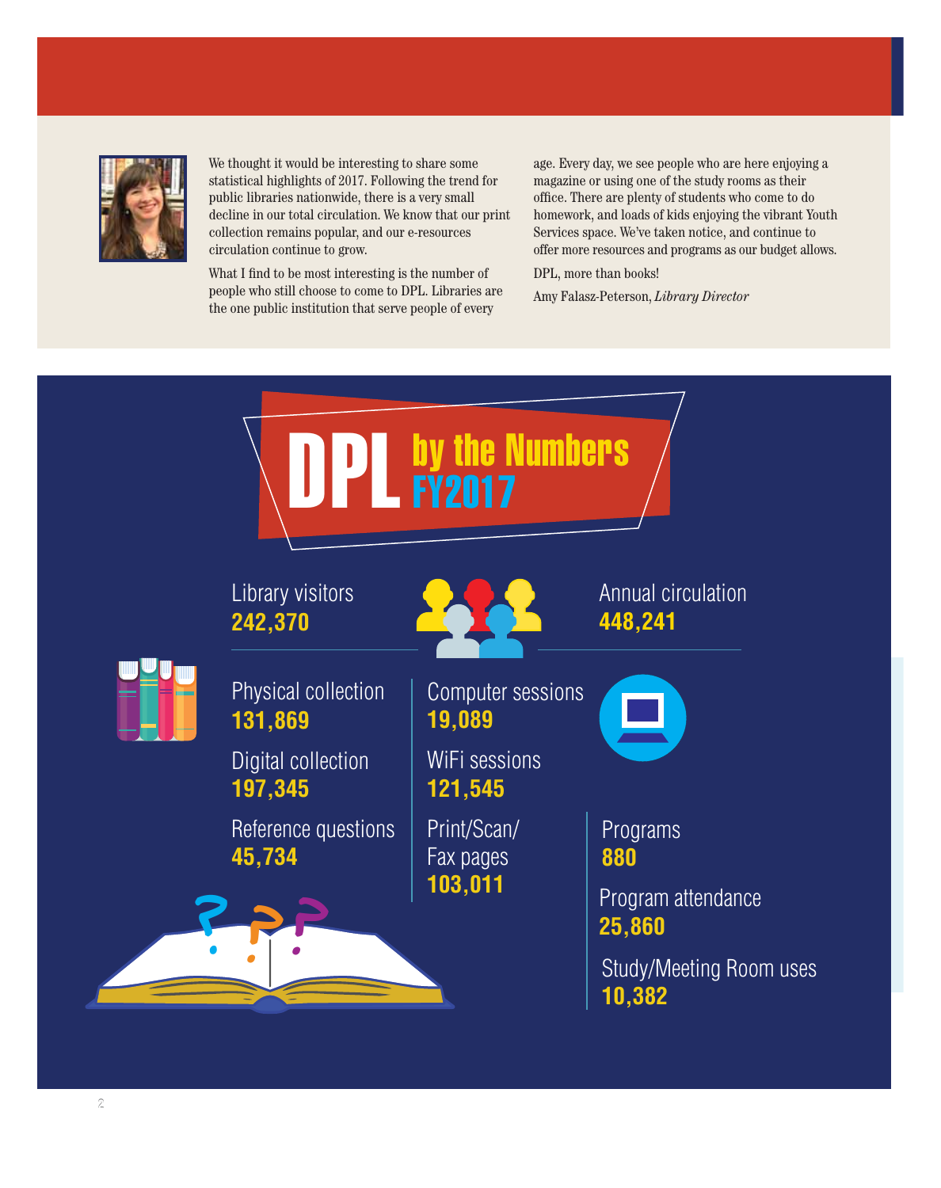We thought it would be interesting to share some statistical highlights of 2017. Following the trend for public libraries nationwide, there is a very small decline in our total circulation. We know that our print collection remains popular, and our e-resources circulation continue to grow.

What I find to be most interesting is the number of people who still choose to come to DPL. Libraries are the one public institution that serve people of every age. Every day, we see people who are here enjoying a magazine or using one of the study rooms as their office. There are plenty of students who come to do homework, and loads of kids enjoying the vibrant Youth Services space. We've taken notice, and continue to offer more resources and programs as our budget allows.

DPL, more than books!

Amy Falasz-Peterson, *Library Director*

# DPL by the Numbers FY2017

Library visitors
**242,370**

Annual circulation
**448,241**

Physical collection
**131,869**

Digital collection
**197,345**

Reference questions
**45,734**

Computer sessions
**19,089**

WiFi sessions
**121,545**

Print/Scan/Fax pages
**103,011**

Programs
**880**

Program attendance
**25,860**

Study/Meeting Room uses
**10,382**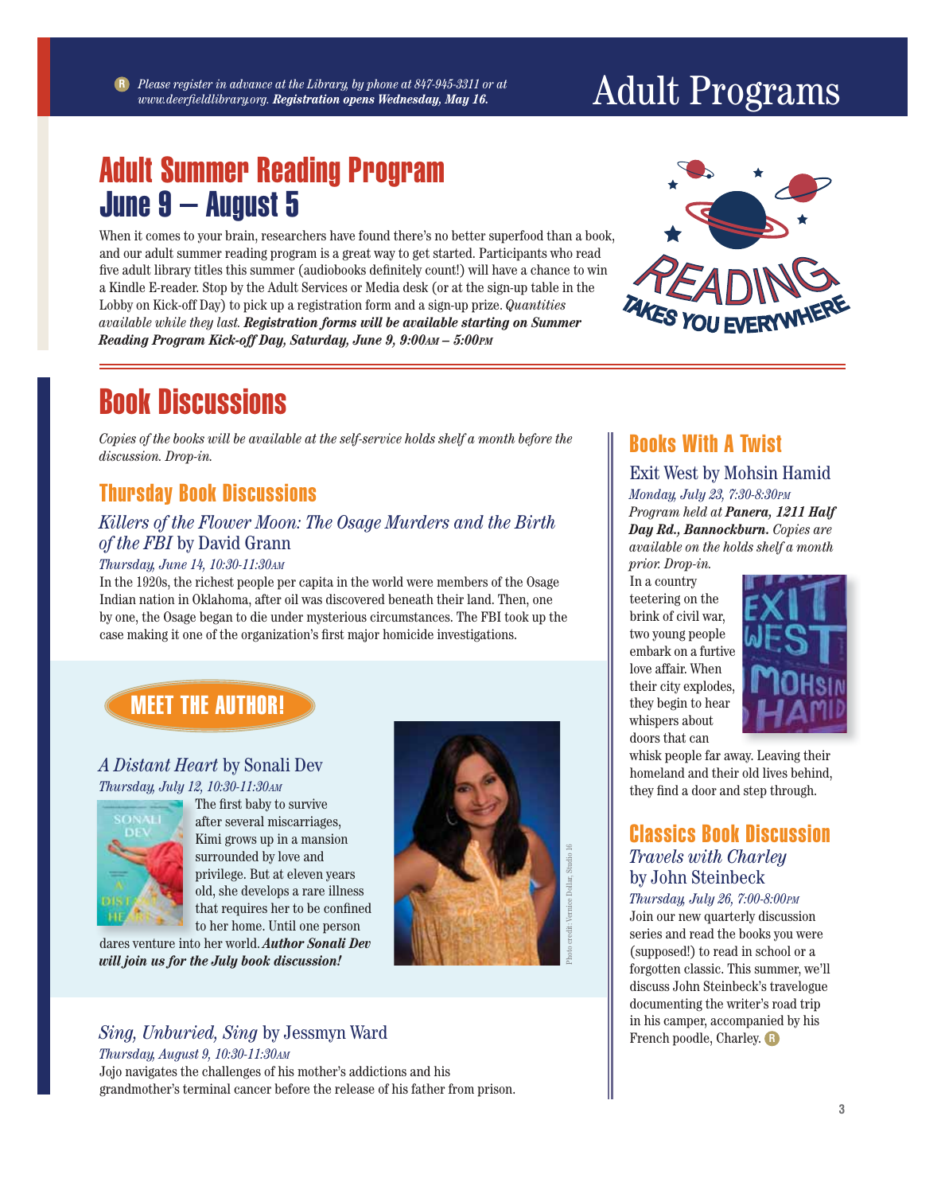# Adult Programs

Ⓡ *Please register in advance at the Library, by phone at 847-945-3311 or at www.deerfieldlibrary.org.* ***Registration opens Wednesday, May 16.***

## Adult Summer Reading Program June 9 – August 5

When it comes to your brain, researchers have found there's no better superfood than a book, and our adult summer reading program is a great way to get started. Participants who read five adult library titles this summer (audiobooks definitely count!) will have a chance to win a Kindle E-reader. Stop by the Adult Services or Media desk (or at the sign-up table in the Lobby on Kick-off Day) to pick up a registration form and a sign-up prize. *Quantities available while they last.* ***Registration forms will be available starting on Summer Reading Program Kick-off Day, Saturday, June 9, 9:00AM – 5:00PM***

READING TAKES YOU EVERYWHERE

## Book Discussions

*Copies of the books will be available at the self-service holds shelf a month before the discussion. Drop-in.*

### Thursday Book Discussions

#### *Killers of the Flower Moon: The Osage Murders and the Birth of the FBI* by David Grann

*Thursday, June 14, 10:30-11:30AM*

In the 1920s, the richest people per capita in the world were members of the Osage Indian nation in Oklahoma, after oil was discovered beneath their land. Then, one by one, the Osage began to die under mysterious circumstances. The FBI took up the case making it one of the organization's first major homicide investigations.

**MEET THE AUTHOR!**

#### *A Distant Heart* by Sonali Dev

*Thursday, July 12, 10:30-11:30AM*

The first baby to survive after several miscarriages, Kimi grows up in a mansion surrounded by love and privilege. But at eleven years old, she develops a rare illness that requires her to be confined to her home. Until one person dares venture into her world. ***Author Sonali Dev will join us for the July book discussion!***

Photo credit: Vernice Dollar, Studio 16

#### *Sing, Unburied, Sing* by Jessmyn Ward

*Thursday, August 9, 10:30-11:30AM*

Jojo navigates the challenges of his mother's addictions and his grandmother's terminal cancer before the release of his father from prison.

### Books With A Twist

#### Exit West by Mohsin Hamid

*Monday, July 23, 7:30-8:30PM*

*Program held at* ***Panera, 1211 Half Day Rd., Bannockburn.*** *Copies are available on the holds shelf a month prior. Drop-in.*

In a country teetering on the brink of civil war, two young people embark on a furtive love affair. When their city explodes, they begin to hear whispers about doors that can whisk people far away. Leaving their homeland and their old lives behind, they find a door and step through.

### Classics Book Discussion

#### *Travels with Charley* by John Steinbeck

*Thursday, July 26, 7:00-8:00PM*

Join our new quarterly discussion series and read the books you were (supposed!) to read in school or a forgotten classic. This summer, we'll discuss John Steinbeck's travelogue documenting the writer's road trip in his camper, accompanied by his French poodle, Charley. Ⓡ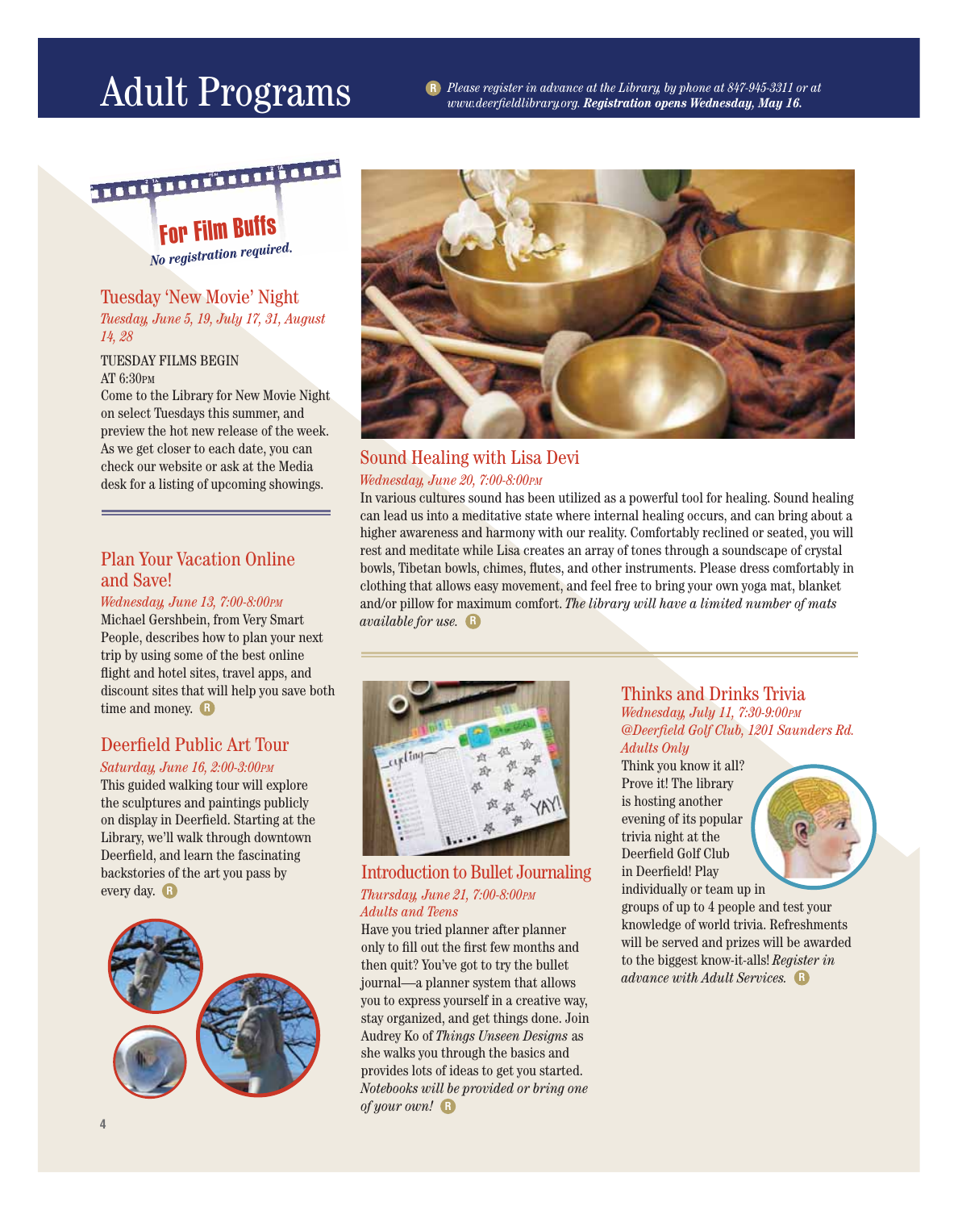# Adult Programs

Ⓡ *Please register in advance at the Library, by phone at 847-945-3311 or at www.deerfieldlibrary.org.* ***Registration opens Wednesday, May 16.***

## For Film Buffs

*No registration required.*

### Tuesday 'New Movie' Night

*Tuesday, June 5, 19, July 17, 31, August 14, 28*

TUESDAY FILMS BEGIN AT 6:30PM

Come to the Library for New Movie Night on select Tuesdays this summer, and preview the hot new release of the week. As we get closer to each date, you can check our website or ask at the Media desk for a listing of upcoming showings.

### Plan Your Vacation Online and Save!

*Wednesday, June 13, 7:00-8:00PM*

Michael Gershbein, from Very Smart People, describes how to plan your next trip by using some of the best online flight and hotel sites, travel apps, and discount sites that will help you save both time and money. Ⓡ

### Deerfield Public Art Tour

*Saturday, June 16, 2:00-3:00PM*

This guided walking tour will explore the sculptures and paintings publicly on display in Deerfield. Starting at the Library, we'll walk through downtown Deerfield, and learn the fascinating backstories of the art you pass by every day. Ⓡ

### Sound Healing with Lisa Devi

*Wednesday, June 20, 7:00-8:00PM*

In various cultures sound has been utilized as a powerful tool for healing. Sound healing can lead us into a meditative state where internal healing occurs, and can bring about a higher awareness and harmony with our reality. Comfortably reclined or seated, you will rest and meditate while Lisa creates an array of tones through a soundscape of crystal bowls, Tibetan bowls, chimes, flutes, and other instruments. Please dress comfortably in clothing that allows easy movement, and feel free to bring your own yoga mat, blanket and/or pillow for maximum comfort. *The library will have a limited number of mats available for use.* Ⓡ

### Introduction to Bullet Journaling

*Thursday, June 21, 7:00-8:00PM*
*Adults and Teens*

Have you tried planner after planner only to fill out the first few months and then quit? You've got to try the bullet journal—a planner system that allows you to express yourself in a creative way, stay organized, and get things done. Join Audrey Ko of *Things Unseen Designs* as she walks you through the basics and provides lots of ideas to get you started. *Notebooks will be provided or bring one of your own!* Ⓡ

### Thinks and Drinks Trivia

*Wednesday, July 11, 7:30-9:00PM*
*@Deerfield Golf Club, 1201 Saunders Rd.*
*Adults Only*

Think you know it all? Prove it! The library is hosting another evening of its popular trivia night at the Deerfield Golf Club in Deerfield! Play individually or team up in groups of up to 4 people and test your knowledge of world trivia. Refreshments will be served and prizes will be awarded to the biggest know-it-alls! *Register in advance with Adult Services.* Ⓡ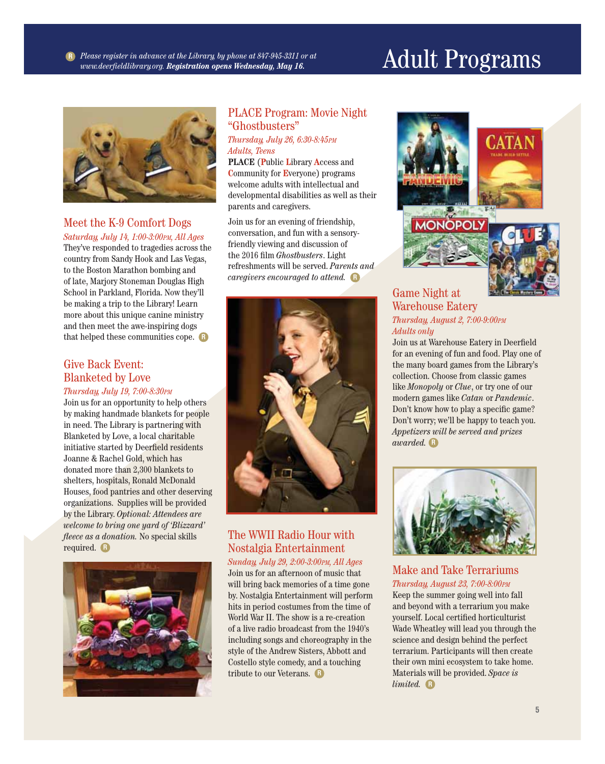# Adult Programs

Ⓡ *Please register in advance at the Library, by phone at 847-945-3311 or at www.deerfieldlibrary.org.* ***Registration opens Wednesday, May 16.***

## Meet the K-9 Comfort Dogs

*Saturday, July 14, 1:00-3:00PM, All Ages*

They've responded to tragedies across the country from Sandy Hook and Las Vegas, to the Boston Marathon bombing and of late, Marjory Stoneman Douglas High School in Parkland, Florida. Now they'll be making a trip to the Library! Learn more about this unique canine ministry and then meet the awe-inspiring dogs that helped these communities cope. Ⓡ

## Give Back Event: Blanketed by Love

*Thursday, July 19, 7:00-8:30PM*

Join us for an opportunity to help others by making handmade blankets for people in need. The Library is partnering with Blanketed by Love, a local charitable initiative started by Deerfield residents Joanne & Rachel Gold, which has donated more than 2,300 blankets to shelters, hospitals, Ronald McDonald Houses, food pantries and other deserving organizations. Supplies will be provided by the Library. *Optional: Attendees are welcome to bring one yard of 'Blizzard' fleece as a donation.* No special skills required. Ⓡ

## PLACE Program: Movie Night "Ghostbusters"

*Thursday, July 26, 6:30-8:45PM*
*Adults, Teens*

**PLACE** (**P**ublic **L**ibrary **A**ccess and **C**ommunity for **E**veryone) programs welcome adults with intellectual and developmental disabilities as well as their parents and caregivers.

Join us for an evening of friendship, conversation, and fun with a sensory-friendly viewing and discussion of the 2016 film *Ghostbusters*. Light refreshments will be served. *Parents and caregivers encouraged to attend.* Ⓡ

## The WWII Radio Hour with Nostalgia Entertainment

*Sunday, July 29, 2:00-3:00PM, All Ages*

Join us for an afternoon of music that will bring back memories of a time gone by. Nostalgia Entertainment will perform hits in period costumes from the time of World War II. The show is a re-creation of a live radio broadcast from the 1940's including songs and choreography in the style of the Andrew Sisters, Abbott and Costello style comedy, and a touching tribute to our Veterans. Ⓡ

## Game Night at Warehouse Eatery

*Thursday, August 2, 7:00-9:00PM*
*Adults only*

Join us at Warehouse Eatery in Deerfield for an evening of fun and food. Play one of the many board games from the Library's collection. Choose from classic games like *Monopoly* or *Clue*, or try one of our modern games like *Catan* or *Pandemic*. Don't know how to play a specific game? Don't worry; we'll be happy to teach you. *Appetizers will be served and prizes awarded.* Ⓡ

## Make and Take Terrariums

*Thursday, August 23, 7:00-8:00PM*

Keep the summer going well into fall and beyond with a terrarium you make yourself. Local certified horticulturist Wade Wheatley will lead you through the science and design behind the perfect terrarium. Participants will then create their own mini ecosystem to take home. Materials will be provided. *Space is limited.* Ⓡ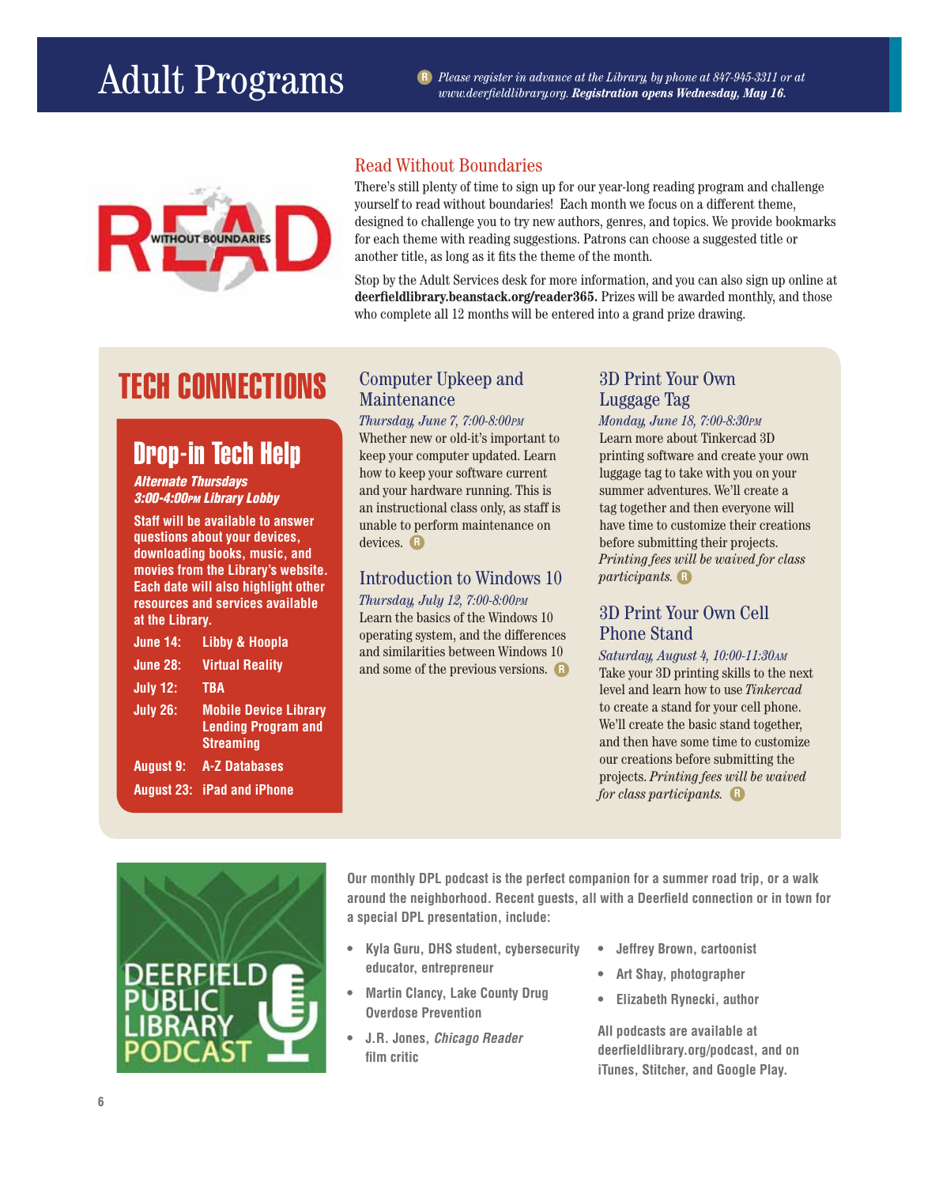# Adult Programs

Ⓡ *Please register in advance at the Library, by phone at 847-945-3311 or at www.deerfieldlibrary.org.* ***Registration opens Wednesday, May 16.***

## Read Without Boundaries

There's still plenty of time to sign up for our year-long reading program and challenge yourself to read without boundaries! Each month we focus on a different theme, designed to challenge you to try new authors, genres, and topics. We provide bookmarks for each theme with reading suggestions. Patrons can choose a suggested title or another title, as long as it fits the theme of the month.

Stop by the Adult Services desk for more information, and you can also sign up online at **deerfieldlibrary.beanstack.org/reader365.** Prizes will be awarded monthly, and those who complete all 12 months will be entered into a grand prize drawing.

# TECH CONNECTIONS

## Drop-in Tech Help

***Alternate Thursdays***
***3:00-4:00PM Library Lobby***

**Staff will be available to answer questions about your devices, downloading books, music, and movies from the Library's website. Each date will also highlight other resources and services available at the Library.**

| Date | Topic |
|---|---|
| June 14: | Libby & Hoopla |
| June 28: | Virtual Reality |
| July 12: | TBA |
| July 26: | Mobile Device Library Lending Program and Streaming |
| August 9: | A-Z Databases |
| August 23: | iPad and iPhone |

### Computer Upkeep and Maintenance

*Thursday, June 7, 7:00-8:00PM*

Whether new or old-it's important to keep your computer updated. Learn how to keep your software current and your hardware running. This is an instructional class only, as staff is unable to perform maintenance on devices. Ⓡ

### Introduction to Windows 10

*Thursday, July 12, 7:00-8:00PM*

Learn the basics of the Windows 10 operating system, and the differences and similarities between Windows 10 and some of the previous versions. Ⓡ

### 3D Print Your Own Luggage Tag

*Monday, June 18, 7:00-8:30PM*

Learn more about Tinkercad 3D printing software and create your own luggage tag to take with you on your summer adventures. We'll create a tag together and then everyone will have time to customize their creations before submitting their projects. *Printing fees will be waived for class participants.* Ⓡ

### 3D Print Your Own Cell Phone Stand

*Saturday, August 4, 10:00-11:30AM*

Take your 3D printing skills to the next level and learn how to use *Tinkercad* to create a stand for your cell phone. We'll create the basic stand together, and then have some time to customize our creations before submitting the projects. *Printing fees will be waived for class participants.* Ⓡ

**Our monthly DPL podcast is the perfect companion for a summer road trip, or a walk around the neighborhood. Recent guests, all with a Deerfield connection or in town for a special DPL presentation, include:**

- **Kyla Guru, DHS student, cybersecurity educator, entrepreneur**
- **Martin Clancy, Lake County Drug Overdose Prevention**
- **J.R. Jones, *Chicago Reader* film critic**
- **Jeffrey Brown, cartoonist**
- **Art Shay, photographer**
- **Elizabeth Rynecki, author**

**All podcasts are available at deerfieldlibrary.org/podcast, and on iTunes, Stitcher, and Google Play.**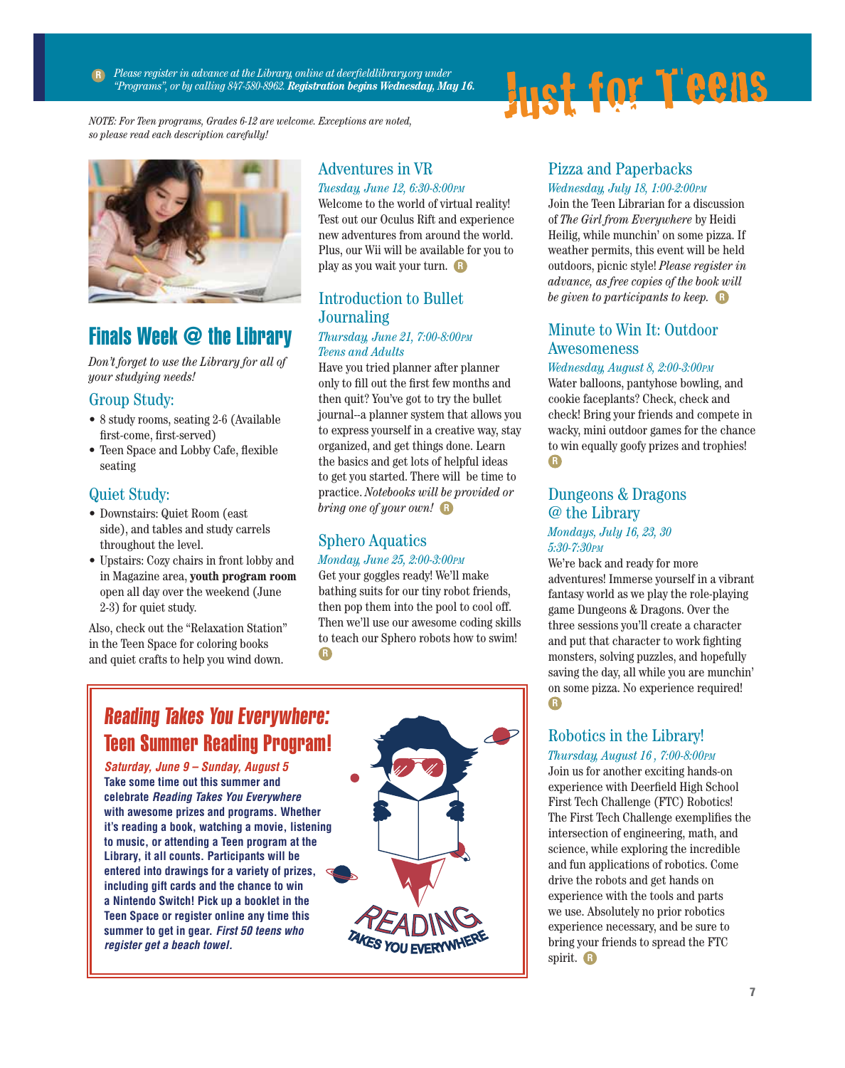# Just for Teens

Ⓡ *Please register in advance at the Library, online at deerfieldlibrary.org under "Programs", or by calling 847-580-8962.* ***Registration begins Wednesday, May 16.***

*NOTE: For Teen programs, Grades 6-12 are welcome. Exceptions are noted, so please read each description carefully!*

## Finals Week @ the Library

*Don't forget to use the Library for all of your studying needs!*

### Group Study:

- 8 study rooms, seating 2-6 (Available first-come, first-served)
- Teen Space and Lobby Cafe, flexible seating

### Quiet Study:

- Downstairs: Quiet Room (east side), and tables and study carrels throughout the level.
- Upstairs: Cozy chairs in front lobby and in Magazine area, **youth program room** open all day over the weekend (June 2-3) for quiet study.

Also, check out the "Relaxation Station" in the Teen Space for coloring books and quiet crafts to help you wind down.

### Adventures in VR

*Tuesday, June 12, 6:30-8:00PM*

Welcome to the world of virtual reality! Test out our Oculus Rift and experience new adventures from around the world. Plus, our Wii will be available for you to play as you wait your turn. Ⓡ

### Introduction to Bullet Journaling

*Thursday, June 21, 7:00-8:00PM*
*Teens and Adults*

Have you tried planner after planner only to fill out the first few months and then quit? You've got to try the bullet journal--a planner system that allows you to express yourself in a creative way, stay organized, and get things done. Learn the basics and get lots of helpful ideas to get you started. There will be time to practice. *Notebooks will be provided or bring one of your own!* Ⓡ

### Sphero Aquatics

*Monday, June 25, 2:00-3:00PM*

Get your goggles ready! We'll make bathing suits for our tiny robot friends, then pop them into the pool to cool off. Then we'll use our awesome coding skills to teach our Sphero robots how to swim! Ⓡ

## Reading Takes You Everywhere: Teen Summer Reading Program!

***Saturday, June 9 – Sunday, August 5***

**Take some time out this summer and celebrate *Reading Takes You Everywhere* with awesome prizes and programs. Whether it's reading a book, watching a movie, listening to music, or attending a Teen program at the Library, it all counts. Participants will be entered into drawings for a variety of prizes, including gift cards and the chance to win a Nintendo Switch! Pick up a booklet in the Teen Space or register online any time this summer to get in gear. *First 50 teens who register get a beach towel.***

### Pizza and Paperbacks

*Wednesday, July 18, 1:00-2:00PM*

Join the Teen Librarian for a discussion of *The Girl from Everywhere* by Heidi Heilig, while munchin' on some pizza. If weather permits, this event will be held outdoors, picnic style! *Please register in advance, as free copies of the book will be given to participants to keep.* Ⓡ

### Minute to Win It: Outdoor Awesomeness

*Wednesday, August 8, 2:00-3:00PM*

Water balloons, pantyhose bowling, and cookie faceplants? Check, check and check! Bring your friends and compete in wacky, mini outdoor games for the chance to win equally goofy prizes and trophies! Ⓡ

### Dungeons & Dragons @ the Library

*Mondays, July 16, 23, 30*
*5:30-7:30PM*

We're back and ready for more adventures! Immerse yourself in a vibrant fantasy world as we play the role-playing game Dungeons & Dragons. Over the three sessions you'll create a character and put that character to work fighting monsters, solving puzzles, and hopefully saving the day, all while you are munchin' on some pizza. No experience required! Ⓡ

### Robotics in the Library!

*Thursday, August 16 , 7:00-8:00PM*

Join us for another exciting hands-on experience with Deerfield High School First Tech Challenge (FTC) Robotics! The First Tech Challenge exemplifies the intersection of engineering, math, and science, while exploring the incredible and fun applications of robotics. Come drive the robots and get hands on experience with the tools and parts we use. Absolutely no prior robotics experience necessary, and be sure to bring your friends to spread the FTC spirit. Ⓡ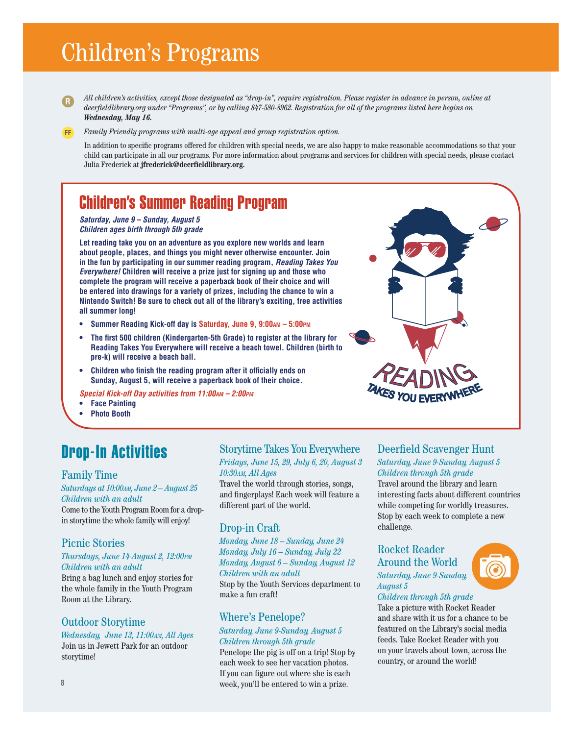# Children's Programs

**R** *All children's activities, except those designated as "drop-in", require registration. Please register in advance in person, online at deerfieldlibrary.org under "Programs", or by calling 847-580-8962. Registration for all of the programs listed here begins on* ***Wednesday, May 16.***

**FF** *Family Friendly programs with multi-age appeal and group registration option.*

In addition to specific programs offered for children with special needs, we are also happy to make reasonable accommodations so that your child can participate in all our programs. For more information about programs and services for children with special needs, please contact Julia Frederick at **jfrederick@deerfieldlibrary.org.**

## Children's Summer Reading Program

***Saturday, June 9 – Sunday, August 5***
***Children ages birth through 5th grade***

**Let reading take you on an adventure as you explore new worlds and learn about people, places, and things you might never otherwise encounter. Join in the fun by participating in our summer reading program, *Reading Takes You Everywhere!* Children will receive a prize just for signing up and those who complete the program will receive a paperback book of their choice and will be entered into drawings for a variety of prizes, including the chance to win a Nintendo Switch! Be sure to check out all of the library's exciting, free activities all summer long!**

- **Summer Reading Kick-off day is Saturday, June 9, 9:00AM – 5:00PM**
- **The first 500 children (Kindergarten-5th Grade) to register at the library for Reading Takes You Everywhere will receive a beach towel. Children (birth to pre-k) will receive a beach ball.**
- **Children who finish the reading program after it officially ends on Sunday, August 5, will receive a paperback book of their choice.**

***Special Kick-off Day activities from 11:00AM – 2:00PM***

- **Face Painting**
- **Photo Booth**

READING TAKES YOU EVERYWHERE

## Drop-In Activities

### Family Time

*Saturdays at 10:00AM, June 2 – August 25*
*Children with an adult*

Come to the Youth Program Room for a drop-in storytime the whole family will enjoy!

### Picnic Stories

*Thursdays, June 14-August 2, 12:00PM*
*Children with an adult*

Bring a bag lunch and enjoy stories for the whole family in the Youth Program Room at the Library.

### Outdoor Storytime

*Wednesday, June 13, 11:00AM, All Ages*

Join us in Jewett Park for an outdoor storytime!

### Storytime Takes You Everywhere

*Fridays, June 15, 29, July 6, 20, August 3*
*10:30AM, All Ages*

Travel the world through stories, songs, and fingerplays! Each week will feature a different part of the world.

### Drop-in Craft

*Monday, June 18 – Sunday, June 24*
*Monday, July 16 – Sunday, July 22*
*Monday, August 6 – Sunday, August 12*
*Children with an adult*

Stop by the Youth Services department to make a fun craft!

### Where's Penelope?

*Saturday, June 9-Sunday, August 5*
*Children through 5th grade*

Penelope the pig is off on a trip! Stop by each week to see her vacation photos. If you can figure out where she is each week, you'll be entered to win a prize.

### Deerfield Scavenger Hunt

*Saturday, June 9-Sunday, August 5*
*Children through 5th grade*

Travel around the library and learn interesting facts about different countries while competing for worldly treasures. Stop by each week to complete a new challenge.

### Rocket Reader Around the World

*Saturday, June 9-Sunday, August 5*
*Children through 5th grade*

Take a picture with Rocket Reader and share with it us for a chance to be featured on the Library's social media feeds. Take Rocket Reader with you on your travels about town, across the country, or around the world!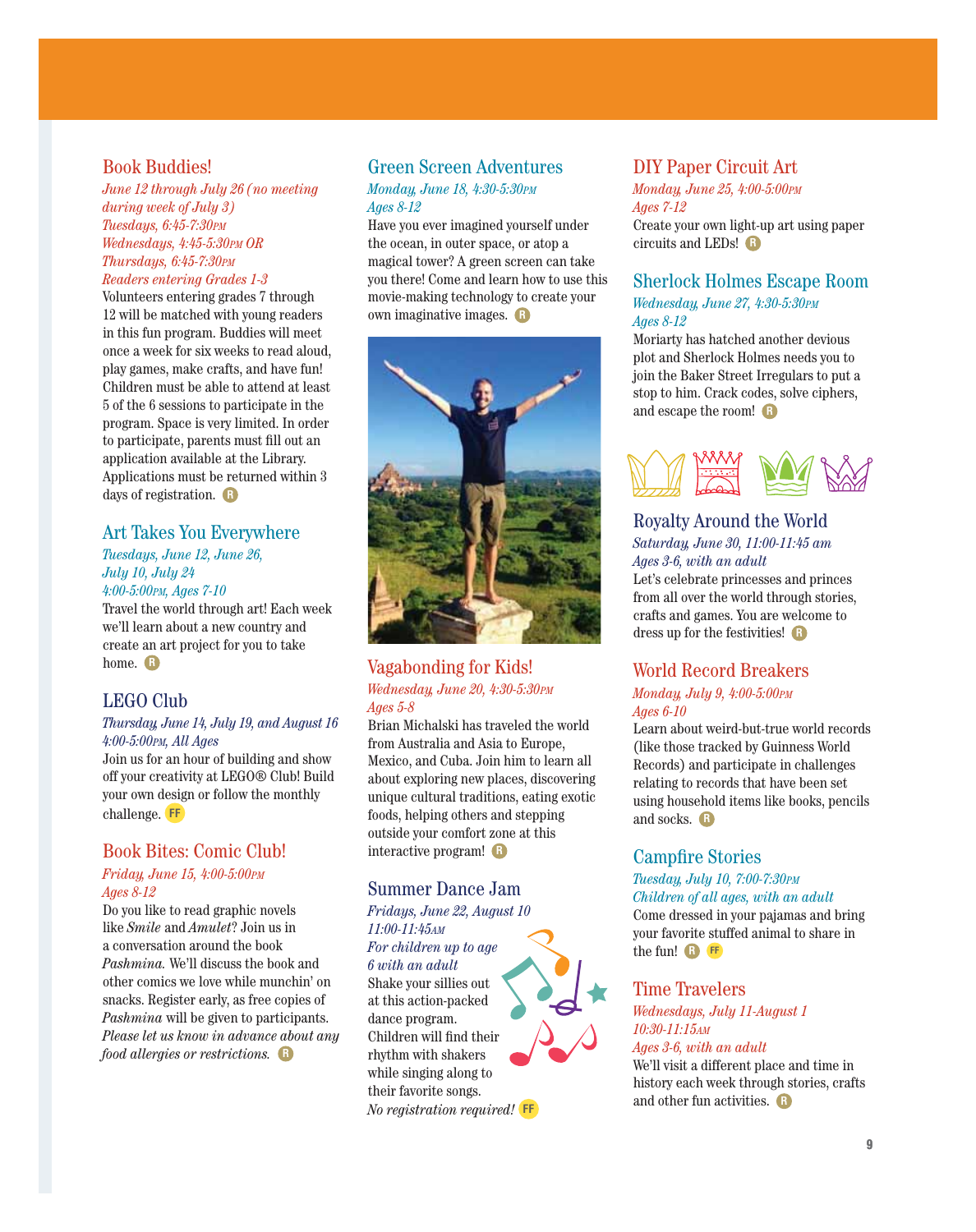## Book Buddies!

*June 12 through July 26 (no meeting during week of July 3)*
*Tuesdays, 6:45-7:30PM*
*Wednesdays, 4:45-5:30PM OR*
*Thursdays, 6:45-7:30PM*
*Readers entering Grades 1-3*

Volunteers entering grades 7 through 12 will be matched with young readers in this fun program. Buddies will meet once a week for six weeks to read aloud, play games, make crafts, and have fun! Children must be able to attend at least 5 of the 6 sessions to participate in the program. Space is very limited. In order to participate, parents must fill out an application available at the Library. Applications must be returned within 3 days of registration. R

## Art Takes You Everywhere

*Tuesdays, June 12, June 26, July 10, July 24*
*4:00-5:00PM, Ages 7-10*

Travel the world through art! Each week we'll learn about a new country and create an art project for you to take home. R

## LEGO Club

*Thursday, June 14, July 19, and August 16*
*4:00-5:00PM, All Ages*

Join us for an hour of building and show off your creativity at LEGO® Club! Build your own design or follow the monthly challenge. FF

## Book Bites: Comic Club!

*Friday, June 15, 4:00-5:00PM*
*Ages 8-12*

Do you like to read graphic novels like *Smile* and *Amulet*? Join us in a conversation around the book *Pashmina.* We'll discuss the book and other comics we love while munchin' on snacks. Register early, as free copies of *Pashmina* will be given to participants. *Please let us know in advance about any food allergies or restrictions.* R

## Green Screen Adventures

*Monday, June 18, 4:30-5:30PM*
*Ages 8-12*

Have you ever imagined yourself under the ocean, in outer space, or atop a magical tower? A green screen can take you there! Come and learn how to use this movie-making technology to create your own imaginative images. R

## Vagabonding for Kids!

*Wednesday, June 20, 4:30-5:30PM*
*Ages 5-8*

Brian Michalski has traveled the world from Australia and Asia to Europe, Mexico, and Cuba. Join him to learn all about exploring new places, discovering unique cultural traditions, eating exotic foods, helping others and stepping outside your comfort zone at this interactive program! R

## Summer Dance Jam

*Fridays, June 22, August 10*
*11:00-11:45AM*
*For children up to age 6 with an adult*

Shake your sillies out at this action-packed dance program. Children will find their rhythm with shakers while singing along to their favorite songs.
*No registration required!* FF

## DIY Paper Circuit Art

*Monday, June 25, 4:00-5:00PM*
*Ages 7-12*

Create your own light-up art using paper circuits and LEDs! R

## Sherlock Holmes Escape Room

*Wednesday, June 27, 4:30-5:30PM*
*Ages 8-12*

Moriarty has hatched another devious plot and Sherlock Holmes needs you to join the Baker Street Irregulars to put a stop to him. Crack codes, solve ciphers, and escape the room! R

## Royalty Around the World

*Saturday, June 30, 11:00-11:45 am*
*Ages 3-6, with an adult*

Let's celebrate princesses and princes from all over the world through stories, crafts and games. You are welcome to dress up for the festivities! R

## World Record Breakers

*Monday, July 9, 4:00-5:00PM*
*Ages 6-10*

Learn about weird-but-true world records (like those tracked by Guinness World Records) and participate in challenges relating to records that have been set using household items like books, pencils and socks. R

## Campfire Stories

*Tuesday, July 10, 7:00-7:30PM*
*Children of all ages, with an adult*

Come dressed in your pajamas and bring your favorite stuffed animal to share in the fun! R FF

## Time Travelers

*Wednesdays, July 11-August 1*
*10:30-11:15AM*
*Ages 3-6, with an adult*

We'll visit a different place and time in history each week through stories, crafts and other fun activities. R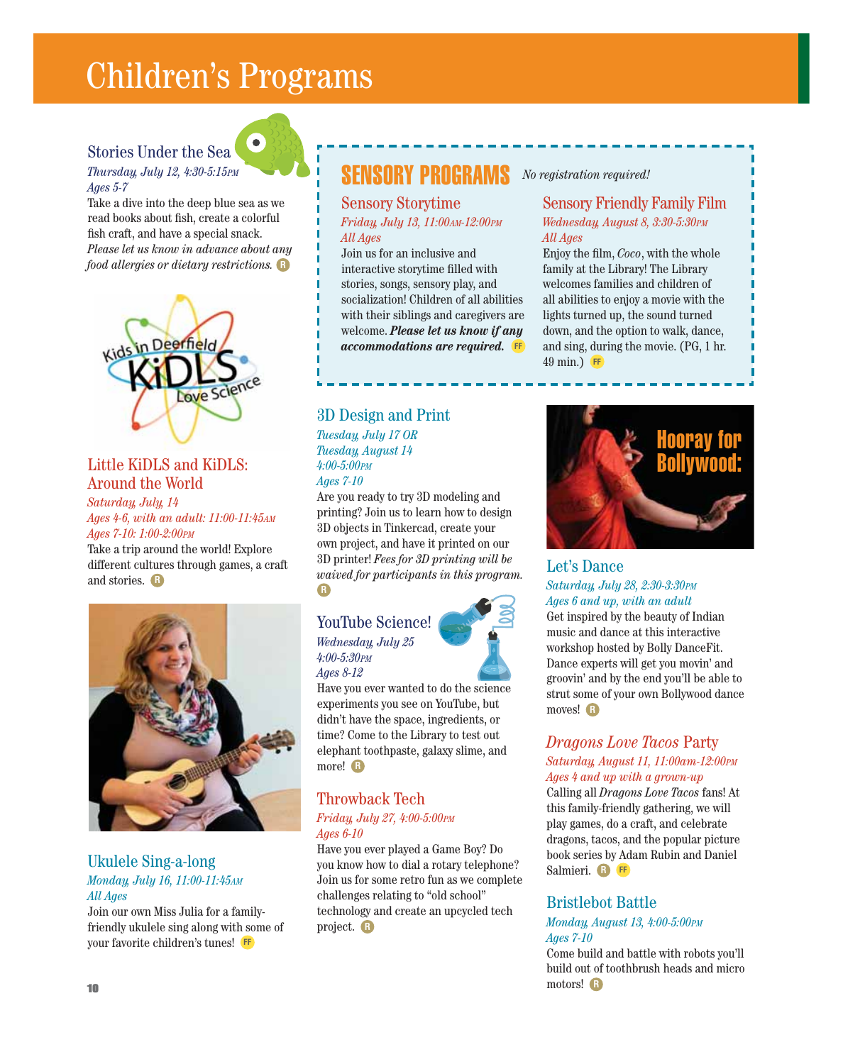# Children's Programs

### Stories Under the Sea

*Thursday, July 12, 4:30-5:15PM*
*Ages 5-7*

Take a dive into the deep blue sea as we read books about fish, create a colorful fish craft, and have a special snack. *Please let us know in advance about any food allergies or dietary restrictions.* R

### Little KiDLS and KiDLS: Around the World

*Saturday, July, 14*
*Ages 4-6, with an adult: 11:00-11:45AM*
*Ages 7-10: 1:00-2:00PM*

Take a trip around the world! Explore different cultures through games, a craft and stories. R

### Ukulele Sing-a-long

*Monday, July 16, 11:00-11:45AM*
*All Ages*

Join our own Miss Julia for a family-friendly ukulele sing along with some of your favorite children's tunes! FF

## SENSORY PROGRAMS

*No registration required!*

### Sensory Storytime

*Friday, July 13, 11:00AM-12:00PM*
*All Ages*

Join us for an inclusive and interactive storytime filled with stories, songs, sensory play, and socialization! Children of all abilities with their siblings and caregivers are welcome. ***Please let us know if any accommodations are required.*** FF

### Sensory Friendly Family Film

*Wednesday, August 8, 3:30-5:30PM*
*All Ages*

Enjoy the film, *Coco*, with the whole family at the Library! The Library welcomes families and children of all abilities to enjoy a movie with the lights turned up, the sound turned down, and the option to walk, dance, and sing, during the movie. (PG, 1 hr. 49 min.) FF

### 3D Design and Print

*Tuesday, July 17 OR*
*Tuesday, August 14*
*4:00-5:00PM*
*Ages 7-10*

Are you ready to try 3D modeling and printing? Join us to learn how to design 3D objects in Tinkercad, create your own project, and have it printed on our 3D printer! *Fees for 3D printing will be waived for participants in this program.* R

### YouTube Science!

*Wednesday, July 25*
*4:00-5:30PM*
*Ages 8-12*

Have you ever wanted to do the science experiments you see on YouTube, but didn't have the space, ingredients, or time? Come to the Library to test out elephant toothpaste, galaxy slime, and more! R

### Throwback Tech

*Friday, July 27, 4:00-5:00PM*
*Ages 6-10*

Have you ever played a Game Boy? Do you know how to dial a rotary telephone? Join us for some retro fun as we complete challenges relating to "old school" technology and create an upcycled tech project. R

### Hooray for Bollywood: Let's Dance

*Saturday, July 28, 2:30-3:30PM*
*Ages 6 and up, with an adult*

Get inspired by the beauty of Indian music and dance at this interactive workshop hosted by Bolly DanceFit. Dance experts will get you movin' and groovin' and by the end you'll be able to strut some of your own Bollywood dance moves! R

### *Dragons Love Tacos* Party

*Saturday, August 11, 11:00am-12:00PM*
*Ages 4 and up with a grown-up*

Calling all *Dragons Love Tacos* fans! At this family-friendly gathering, we will play games, do a craft, and celebrate dragons, tacos, and the popular picture book series by Adam Rubin and Daniel Salmieri. R FF

### Bristlebot Battle

*Monday, August 13, 4:00-5:00PM*
*Ages 7-10*

Come build and battle with robots you'll build out of toothbrush heads and micro motors! R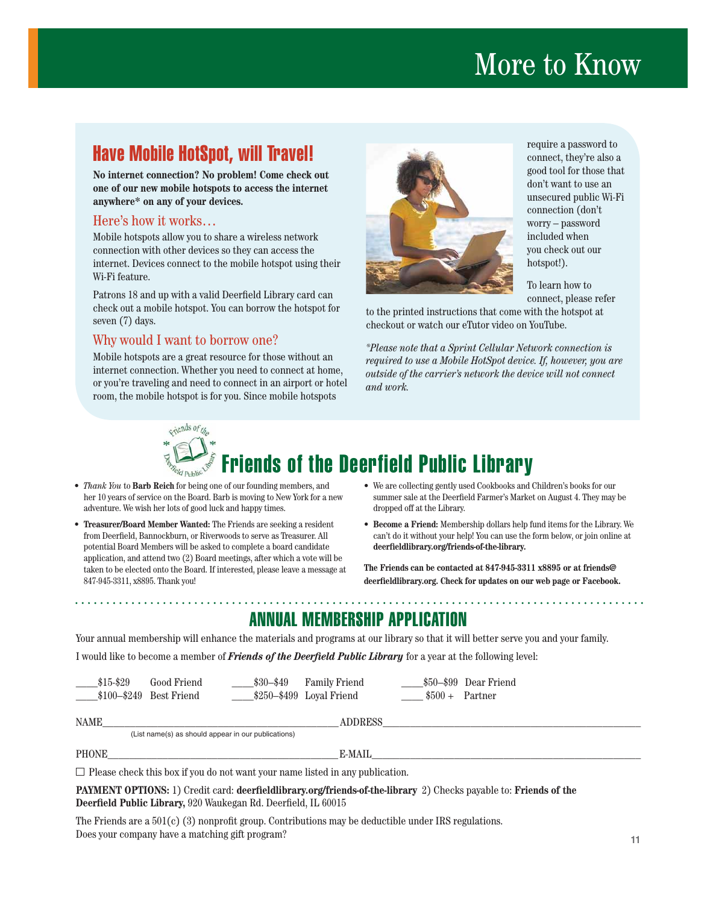# More to Know

## Have Mobile HotSpot, will Travel!

**No internet connection? No problem! Come check out one of our new mobile hotspots to access the internet anywhere* on any of your devices.**

### Here's how it works…

Mobile hotspots allow you to share a wireless network connection with other devices so they can access the internet. Devices connect to the mobile hotspot using their Wi-Fi feature.

Patrons 18 and up with a valid Deerfield Library card can check out a mobile hotspot. You can borrow the hotspot for seven (7) days.

### Why would I want to borrow one?

Mobile hotspots are a great resource for those without an internet connection. Whether you need to connect at home, or you're traveling and need to connect in an airport or hotel room, the mobile hotspot is for you. Since mobile hotspots require a password to connect, they're also a good tool for those that don't want to use an unsecured public Wi-Fi connection (don't worry – password included when you check out our hotspot!).

To learn how to connect, please refer to the printed instructions that come with the hotspot at checkout or watch our eTutor video on YouTube.

*\*Please note that a Sprint Cellular Network connection is required to use a Mobile HotSpot device. If, however, you are outside of the carrier's network the device will not connect and work.*

## Friends of the Deerfield Public Library

- *Thank You* to **Barb Reich** for being one of our founding members, and her 10 years of service on the Board. Barb is moving to New York for a new adventure. We wish her lots of good luck and happy times.
- **Treasurer/Board Member Wanted:** The Friends are seeking a resident from Deerfield, Bannockburn, or Riverwoods to serve as Treasurer. All potential Board Members will be asked to complete a board candidate application, and attend two (2) Board meetings, after which a vote will be taken to be elected onto the Board. If interested, please leave a message at 847-945-3311, x8895. Thank you!
- We are collecting gently used Cookbooks and Children's books for our summer sale at the Deerfield Farmer's Market on August 4. They may be dropped off at the Library.
- **Become a Friend:** Membership dollars help fund items for the Library. We can't do it without your help! You can use the form below, or join online at **deerfieldlibrary.org/friends-of-the-library.**

**The Friends can be contacted at 847-945-3311 x8895 or at friends@deerfieldlibrary.org. Check for updates on our web page or Facebook.**

## ANNUAL MEMBERSHIP APPLICATION

Your annual membership will enhance the materials and programs at our library so that it will better serve you and your family.

I would like to become a member of ***Friends of the Deerfield Public Library*** for a year at the following level:

____$15-$29 Good Friend ____$30–$49 Family Friend ____$50–$99 Dear Friend
____$100–$249 Best Friend ____$250–$499 Loyal Friend ____ $500 + Partner

NAME________________________________ ADDRESS________________________________
(List name(s) as should appear in our publications)

PHONE________________________________ E-MAIL________________________________

☐ Please check this box if you do not want your name listed in any publication.

**PAYMENT OPTIONS:** 1) Credit card: **deerfieldlibrary.org/friends-of-the-library** 2) Checks payable to: **Friends of the Deerfield Public Library,** 920 Waukegan Rd. Deerfield, IL 60015

The Friends are a 501(c) (3) nonprofit group. Contributions may be deductible under IRS regulations.
Does your company have a matching gift program?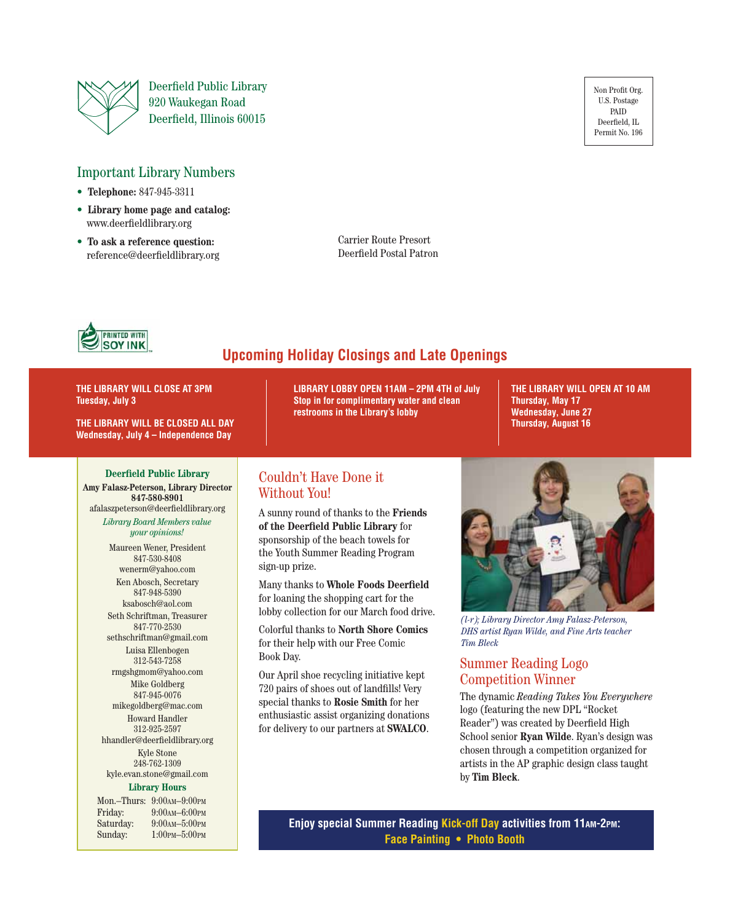Deerfield Public Library
920 Waukegan Road
Deerfield, Illinois 60015

Non Profit Org.
U.S. Postage
PAID
Deerfield, IL
Permit No. 196

## Important Library Numbers

- **Telephone:** 847-945-3311
- **Library home page and catalog:** www.deerfieldlibrary.org
- **To ask a reference question:** reference@deerfieldlibrary.org

Carrier Route Presort
Deerfield Postal Patron

PRINTED WITH SOY INK

## Upcoming Holiday Closings and Late Openings

**THE LIBRARY WILL CLOSE AT 3PM**
**Tuesday, July 3**

**THE LIBRARY WILL BE CLOSED ALL DAY**
**Wednesday, July 4 – Independence Day**

**LIBRARY LOBBY OPEN 11AM – 2PM 4TH of July**
**Stop in for complimentary water and clean restrooms in the Library's lobby**

**THE LIBRARY WILL OPEN AT 10 AM**
**Thursday, May 17**
**Wednesday, June 27**
**Thursday, August 16**

**Deerfield Public Library**

**Amy Falasz-Peterson, Library Director**
**847-580-8901**
afalaszpeterson@deerfieldlibrary.org

*Library Board Members value your opinions!*

Maureen Wener, President
847-530-8408
wenerm@yahoo.com

Ken Abosch, Secretary
847-948-5390
ksabosch@aol.com

Seth Schriftman, Treasurer
847-770-2530
sethschriftman@gmail.com

Luisa Ellenbogen
312-543-7258
rmgshgmom@yahoo.com

Mike Goldberg
847-945-0076
mikegoldberg@mac.com

Howard Handler
312-925-2597
hhandler@deerfieldlibrary.org

Kyle Stone
248-762-1309
kyle.evan.stone@gmail.com

**Library Hours**

| | |
|---|---|
| Mon.–Thurs: | 9:00AM–9:00PM |
| Friday: | 9:00AM–6:00PM |
| Saturday: | 9:00AM–5:00PM |
| Sunday: | 1:00PM–5:00PM |

## Couldn't Have Done it Without You!

A sunny round of thanks to the **Friends of the Deerfield Public Library** for sponsorship of the beach towels for the Youth Summer Reading Program sign-up prize.

Many thanks to **Whole Foods Deerfield** for loaning the shopping cart for the lobby collection for our March food drive.

Colorful thanks to **North Shore Comics** for their help with our Free Comic Book Day.

Our April shoe recycling initiative kept 720 pairs of shoes out of landfills! Very special thanks to **Rosie Smith** for her enthusiastic assist organizing donations for delivery to our partners at **SWALCO**.

*(l-r); Library Director Amy Falasz-Peterson, DHS artist Ryan Wilde, and Fine Arts teacher Tim Bleck*

## Summer Reading Logo Competition Winner

The dynamic *Reading Takes You Everywhere* logo (featuring the new DPL "Rocket Reader") was created by Deerfield High School senior **Ryan Wilde**. Ryan's design was chosen through a competition organized for artists in the AP graphic design class taught by **Tim Bleck**.

**Enjoy special Summer Reading Kick-off Day activities from 11AM-2PM:**
**Face Painting • Photo Booth**